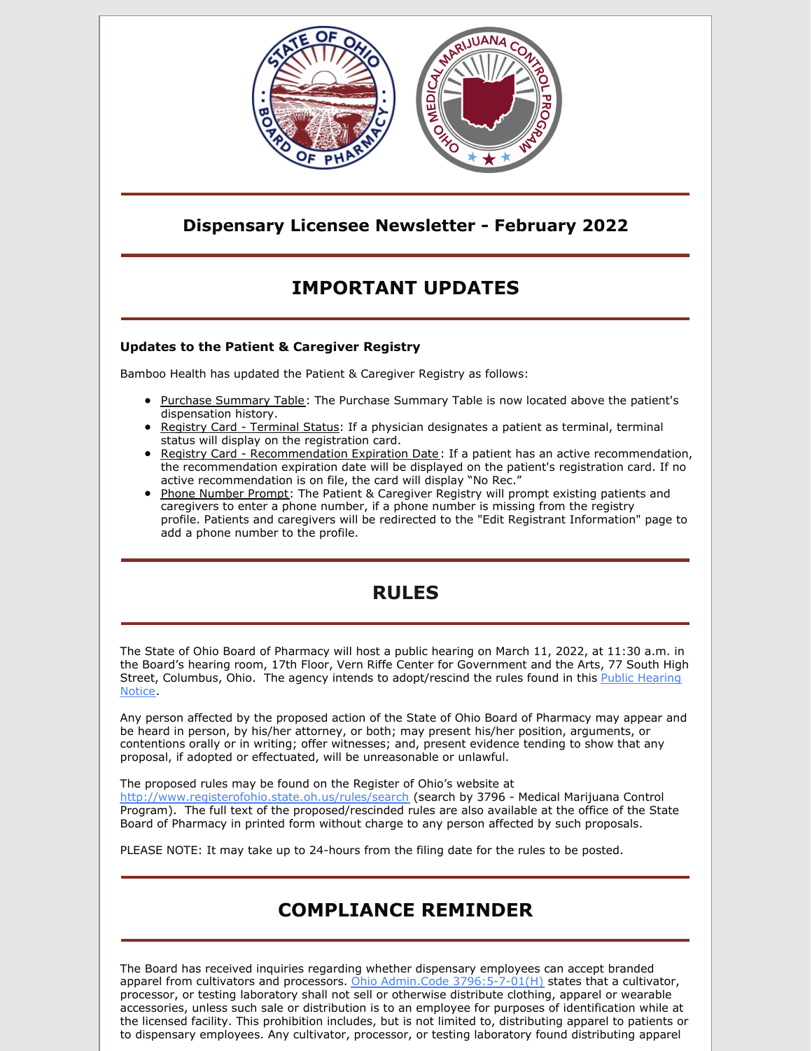## Dispensary Licensee Newsletter - February 2022

# IMPORTANT UPDATES

### Updates to the Patient & Caregiver Registry

Bamboo Health has updated the Patient & Caregiver Registry as follows:

- Purchase Summary Table: The Purchase Summary Table is now located above the patient's dispensation history.
- Registry Card - Terminal Status: If a physician designates a patient as terminal, terminal status will display on the registration card.
- Registry Card - Recommendation Expiration Date: If a patient has an active recommendation, the recommendation expiration date will be displayed on the patient's registration card. If no active recommendation is on file, the card will display "No Rec."
- Phone Number Prompt: The Patient & Caregiver Registry will prompt existing patients and caregivers to enter a phone number, if a phone number is missing from the registry profile. Patients and caregivers will be redirected to the "Edit Registrant Information" page to add a phone number to the profile.

# RULES

The State of Ohio Board of Pharmacy will host a public hearing on March 11, 2022, at 11:30 a.m. in the Board's hearing room, 17th Floor, Vern Riffe Center for Government and the Arts, 77 South High Street, Columbus, Ohio. The agency intends to adopt/rescind the rules found in this Public Hearing Notice.

Any person affected by the proposed action of the State of Ohio Board of Pharmacy may appear and be heard in person, by his/her attorney, or both; may present his/her position, arguments, or contentions orally or in writing; offer witnesses; and, present evidence tending to show that any proposal, if adopted or effectuated, will be unreasonable or unlawful.

The proposed rules may be found on the Register of Ohio's website at http://www.registerofohio.state.oh.us/rules/search (search by 3796 - Medical Marijuana Control Program). The full text of the proposed/rescinded rules are also available at the office of the State Board of Pharmacy in printed form without charge to any person affected by such proposals.

PLEASE NOTE: It may take up to 24-hours from the filing date for the rules to be posted.

# COMPLIANCE REMINDER

The Board has received inquiries regarding whether dispensary employees can accept branded apparel from cultivators and processors. Ohio Admin.Code 3796:5-7-01(H) states that a cultivator, processor, or testing laboratory shall not sell or otherwise distribute clothing, apparel or wearable accessories, unless such sale or distribution is to an employee for purposes of identification while at the licensed facility. This prohibition includes, but is not limited to, distributing apparel to patients or to dispensary employees. Any cultivator, processor, or testing laboratory found distributing apparel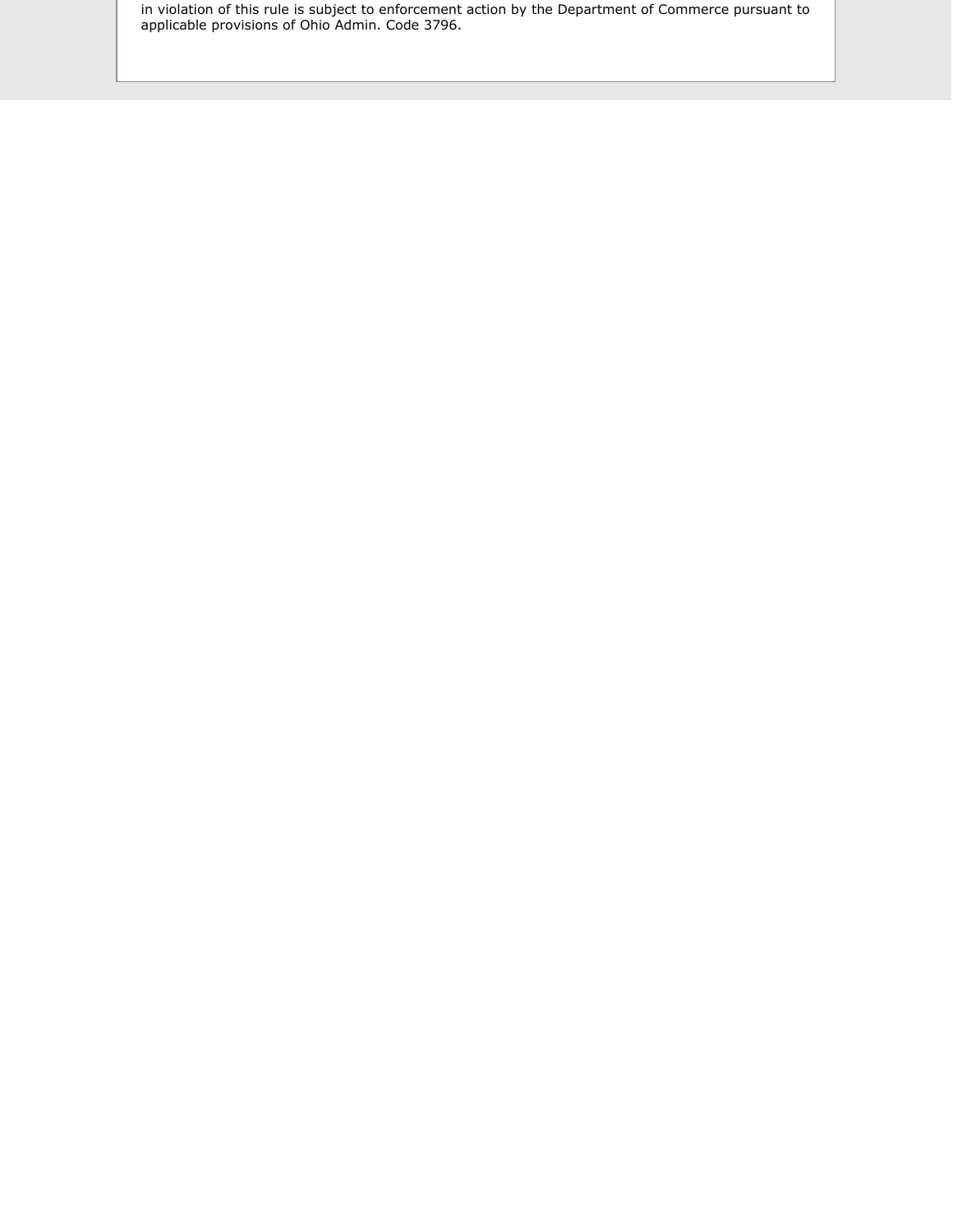in violation of this rule is subject to enforcement action by the Department of Commerce pursuant to applicable provisions of Ohio Admin. Code 3796.